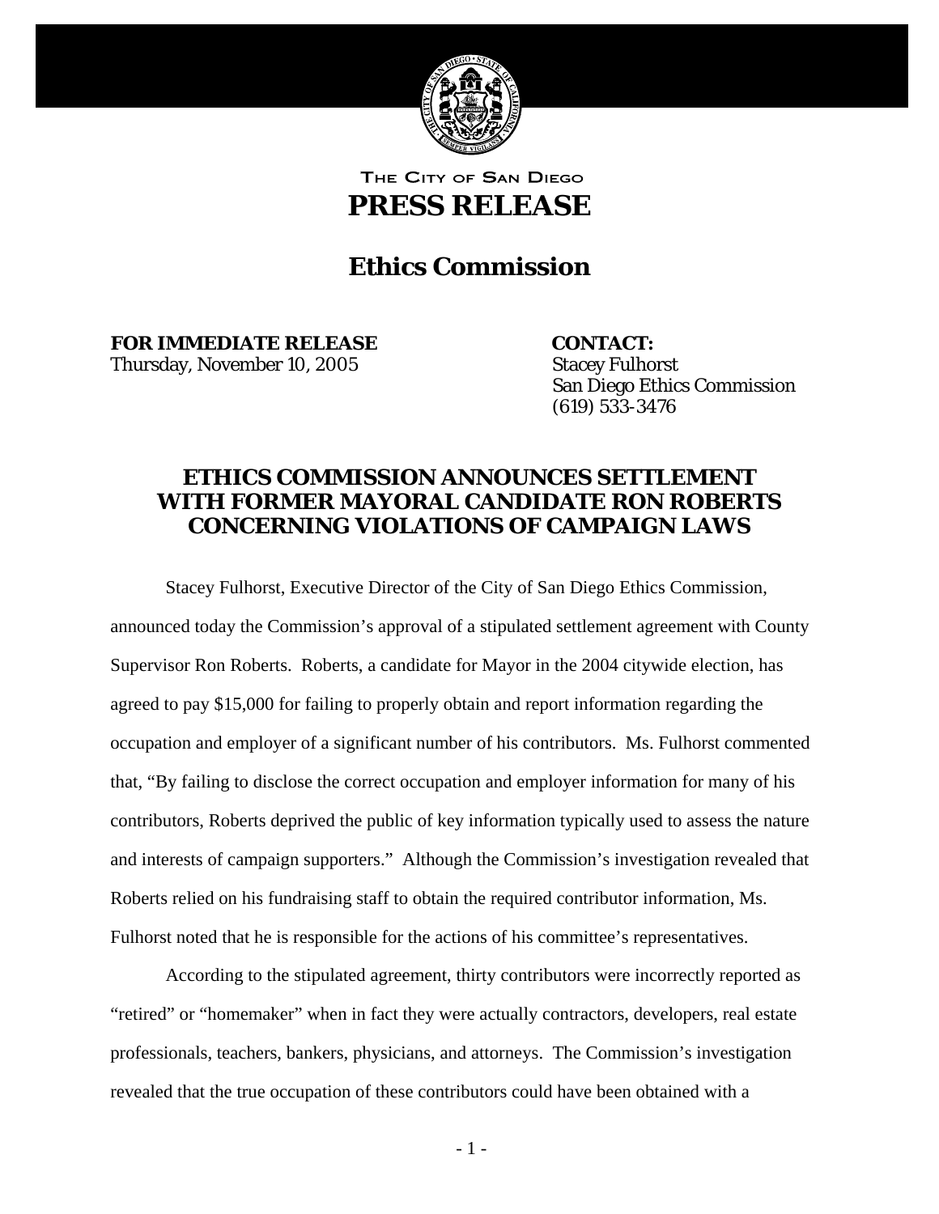THE CITY OF SAN DIEGO

# PRESS RELEASE

## Ethics Commission

**FOR IMMEDIATE RELEASE**
Thursday, November 10, 2005

**CONTACT:**
Stacey Fulhorst
San Diego Ethics Commission
(619) 533-3476

### ETHICS COMMISSION ANNOUNCES SETTLEMENT WITH FORMER MAYORAL CANDIDATE RON ROBERTS CONCERNING VIOLATIONS OF CAMPAIGN LAWS

Stacey Fulhorst, Executive Director of the City of San Diego Ethics Commission, announced today the Commission's approval of a stipulated settlement agreement with County Supervisor Ron Roberts. Roberts, a candidate for Mayor in the 2004 citywide election, has agreed to pay $15,000 for failing to properly obtain and report information regarding the occupation and employer of a significant number of his contributors. Ms. Fulhorst commented that, "By failing to disclose the correct occupation and employer information for many of his contributors, Roberts deprived the public of key information typically used to assess the nature and interests of campaign supporters." Although the Commission's investigation revealed that Roberts relied on his fundraising staff to obtain the required contributor information, Ms. Fulhorst noted that he is responsible for the actions of his committee's representatives.

According to the stipulated agreement, thirty contributors were incorrectly reported as "retired" or "homemaker" when in fact they were actually contractors, developers, real estate professionals, teachers, bankers, physicians, and attorneys. The Commission's investigation revealed that the true occupation of these contributors could have been obtained with a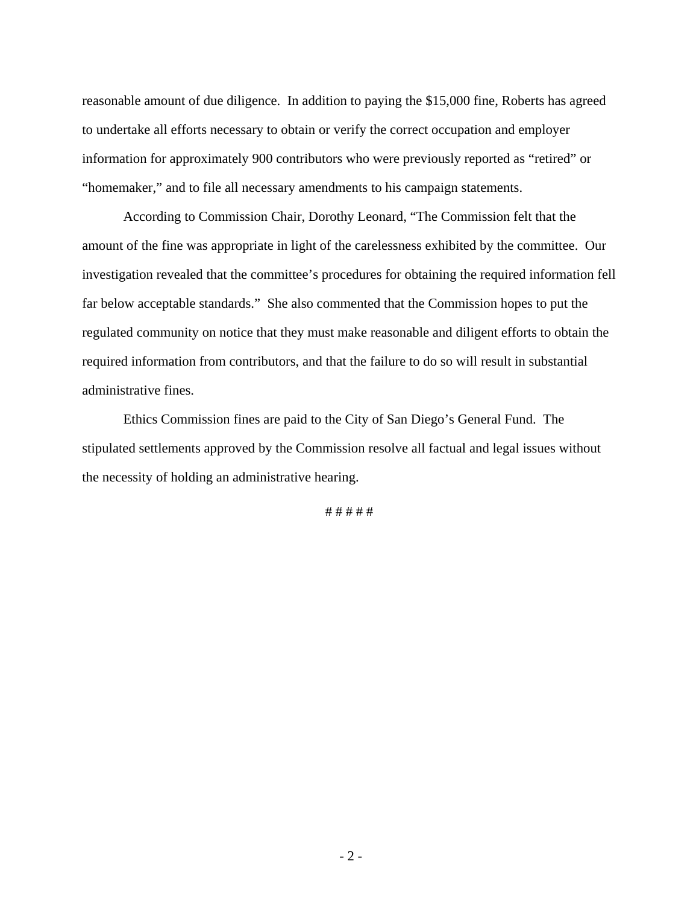reasonable amount of due diligence. In addition to paying the $15,000 fine, Roberts has agreed to undertake all efforts necessary to obtain or verify the correct occupation and employer information for approximately 900 contributors who were previously reported as "retired" or "homemaker," and to file all necessary amendments to his campaign statements.

According to Commission Chair, Dorothy Leonard, "The Commission felt that the amount of the fine was appropriate in light of the carelessness exhibited by the committee. Our investigation revealed that the committee's procedures for obtaining the required information fell far below acceptable standards." She also commented that the Commission hopes to put the regulated community on notice that they must make reasonable and diligent efforts to obtain the required information from contributors, and that the failure to do so will result in substantial administrative fines.

Ethics Commission fines are paid to the City of San Diego's General Fund. The stipulated settlements approved by the Commission resolve all factual and legal issues without the necessity of holding an administrative hearing.

# # # # #